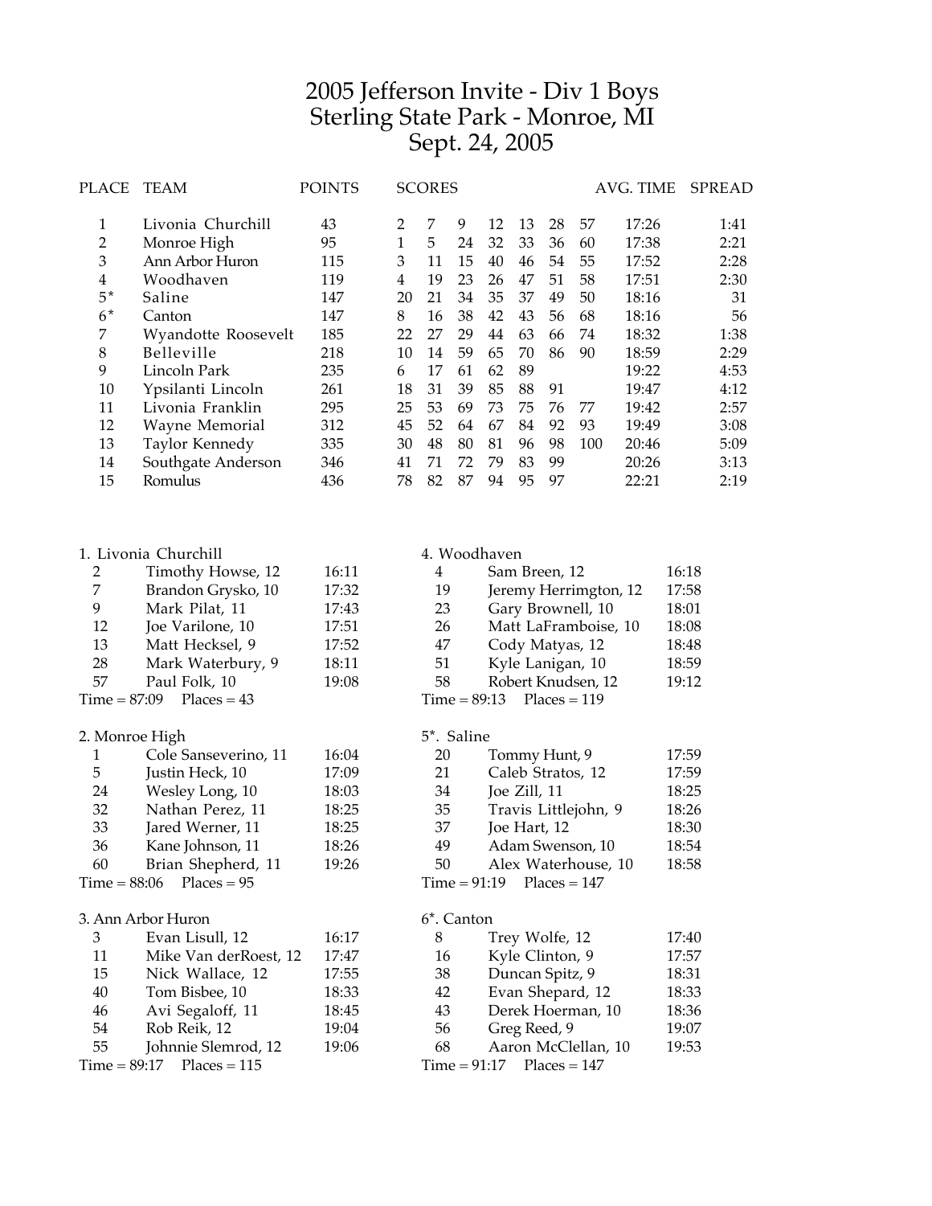# 2005 Jefferson Invite - Div 1 Boys
## Sterling State Park - Monroe, MI
## Sept. 24, 2005

| PLACE | TEAM | POINTS | SCORES | | | | | | | AVG. TIME | SPREAD |
|---|---|---|---|---|---|---|---|---|---|---|---|
| 1 | Livonia Churchill | 43 | 2 | 7 | 9 | 12 | 13 | 28 | 57 | 17:26 | 1:41 |
| 2 | Monroe High | 95 | 1 | 5 | 24 | 32 | 33 | 36 | 60 | 17:38 | 2:21 |
| 3 | Ann Arbor Huron | 115 | 3 | 11 | 15 | 40 | 46 | 54 | 55 | 17:52 | 2:28 |
| 4 | Woodhaven | 119 | 4 | 19 | 23 | 26 | 47 | 51 | 58 | 17:51 | 2:30 |
| 5* | Saline | 147 | 20 | 21 | 34 | 35 | 37 | 49 | 50 | 18:16 | 31 |
| 6* | Canton | 147 | 8 | 16 | 38 | 42 | 43 | 56 | 68 | 18:16 | 56 |
| 7 | Wyandotte Roosevelt | 185 | 22 | 27 | 29 | 44 | 63 | 66 | 74 | 18:32 | 1:38 |
| 8 | Belleville | 218 | 10 | 14 | 59 | 65 | 70 | 86 | 90 | 18:59 | 2:29 |
| 9 | Lincoln Park | 235 | 6 | 17 | 61 | 62 | 89 | | | 19:22 | 4:53 |
| 10 | Ypsilanti Lincoln | 261 | 18 | 31 | 39 | 85 | 88 | 91 | | 19:47 | 4:12 |
| 11 | Livonia Franklin | 295 | 25 | 53 | 69 | 73 | 75 | 76 | 77 | 19:42 | 2:57 |
| 12 | Wayne Memorial | 312 | 45 | 52 | 64 | 67 | 84 | 92 | 93 | 19:49 | 3:08 |
| 13 | Taylor Kennedy | 335 | 30 | 48 | 80 | 81 | 96 | 98 | 100 | 20:46 | 5:09 |
| 14 | Southgate Anderson | 346 | 41 | 71 | 72 | 79 | 83 | 99 | | 20:26 | 3:13 |
| 15 | Romulus | 436 | 78 | 82 | 87 | 94 | 95 | 97 | | 22:21 | 2:19 |

**1. Livonia Churchill**

| Place | Name | Time |
|---|---|---|
| 2 | Timothy Howse, 12 | 16:11 |
| 7 | Brandon Grysko, 10 | 17:32 |
| 9 | Mark Pilat, 11 | 17:43 |
| 12 | Joe Varilone, 10 | 17:51 |
| 13 | Matt Hecksel, 9 | 17:52 |
| 28 | Mark Waterbury, 9 | 18:11 |
| 57 | Paul Folk, 10 | 19:08 |

Time = 87:09 Places = 43

**2. Monroe High**

| Place | Name | Time |
|---|---|---|
| 1 | Cole Sanseverino, 11 | 16:04 |
| 5 | Justin Heck, 10 | 17:09 |
| 24 | Wesley Long, 10 | 18:03 |
| 32 | Nathan Perez, 11 | 18:25 |
| 33 | Jared Werner, 11 | 18:25 |
| 36 | Kane Johnson, 11 | 18:26 |
| 60 | Brian Shepherd, 11 | 19:26 |

Time = 88:06 Places = 95

**3. Ann Arbor Huron**

| Place | Name | Time |
|---|---|---|
| 3 | Evan Lisull, 12 | 16:17 |
| 11 | Mike Van derRoest, 12 | 17:47 |
| 15 | Nick Wallace, 12 | 17:55 |
| 40 | Tom Bisbee, 10 | 18:33 |
| 46 | Avi Segaloff, 11 | 18:45 |
| 54 | Rob Reik, 12 | 19:04 |
| 55 | Johnnie Slemrod, 12 | 19:06 |

Time = 89:17 Places = 115

**4. Woodhaven**

| Place | Name | Time |
|---|---|---|
| 4 | Sam Breen, 12 | 16:18 |
| 19 | Jeremy Herrimgton, 12 | 17:58 |
| 23 | Gary Brownell, 10 | 18:01 |
| 26 | Matt LaFramboise, 10 | 18:08 |
| 47 | Cody Matyas, 12 | 18:48 |
| 51 | Kyle Lanigan, 10 | 18:59 |
| 58 | Robert Knudsen, 12 | 19:12 |

Time = 89:13 Places = 119

**5*. Saline**

| Place | Name | Time |
|---|---|---|
| 20 | Tommy Hunt, 9 | 17:59 |
| 21 | Caleb Stratos, 12 | 17:59 |
| 34 | Joe Zill, 11 | 18:25 |
| 35 | Travis Littlejohn, 9 | 18:26 |
| 37 | Joe Hart, 12 | 18:30 |
| 49 | Adam Swenson, 10 | 18:54 |
| 50 | Alex Waterhouse, 10 | 18:58 |

Time = 91:19 Places = 147

**6*. Canton**

| Place | Name | Time |
|---|---|---|
| 8 | Trey Wolfe, 12 | 17:40 |
| 16 | Kyle Clinton, 9 | 17:57 |
| 38 | Duncan Spitz, 9 | 18:31 |
| 42 | Evan Shepard, 12 | 18:33 |
| 43 | Derek Hoerman, 10 | 18:36 |
| 56 | Greg Reed, 9 | 19:07 |
| 68 | Aaron McClellan, 10 | 19:53 |

Time = 91:17 Places = 147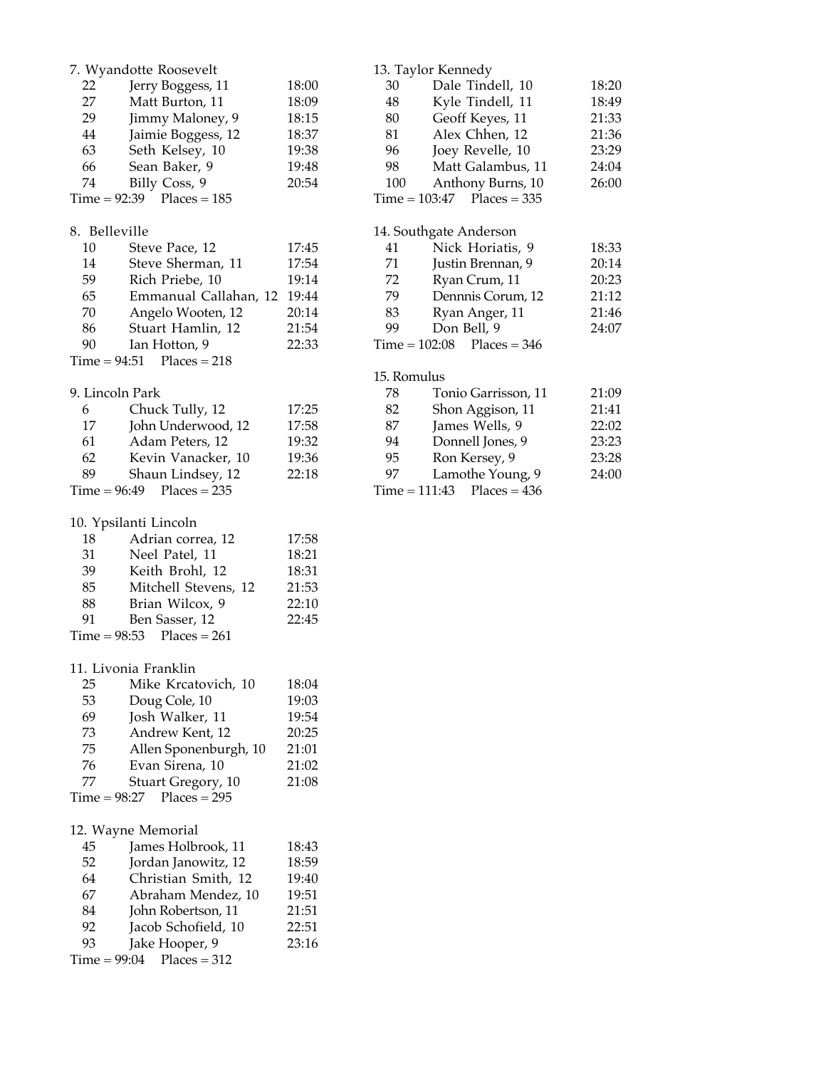7. Wyandotte Roosevelt

| | | |
|---|---|---|
| 22 | Jerry Boggess, 11 | 18:00 |
| 27 | Matt Burton, 11 | 18:09 |
| 29 | Jimmy Maloney, 9 | 18:15 |
| 44 | Jaimie Boggess, 12 | 18:37 |
| 63 | Seth Kelsey, 10 | 19:38 |
| 66 | Sean Baker, 9 | 19:48 |
| 74 | Billy Coss, 9 | 20:54 |

Time = 92:39 Places = 185

8. Belleville

| | | |
|---|---|---|
| 10 | Steve Pace, 12 | 17:45 |
| 14 | Steve Sherman, 11 | 17:54 |
| 59 | Rich Priebe, 10 | 19:14 |
| 65 | Emmanual Callahan, 12 | 19:44 |
| 70 | Angelo Wooten, 12 | 20:14 |
| 86 | Stuart Hamlin, 12 | 21:54 |
| 90 | Ian Hotton, 9 | 22:33 |

Time = 94:51 Places = 218

9. Lincoln Park

| | | |
|---|---|---|
| 6 | Chuck Tully, 12 | 17:25 |
| 17 | John Underwood, 12 | 17:58 |
| 61 | Adam Peters, 12 | 19:32 |
| 62 | Kevin Vanacker, 10 | 19:36 |
| 89 | Shaun Lindsey, 12 | 22:18 |

Time = 96:49 Places = 235

10. Ypsilanti Lincoln

| | | |
|---|---|---|
| 18 | Adrian correa, 12 | 17:58 |
| 31 | Neel Patel, 11 | 18:21 |
| 39 | Keith Brohl, 12 | 18:31 |
| 85 | Mitchell Stevens, 12 | 21:53 |
| 88 | Brian Wilcox, 9 | 22:10 |
| 91 | Ben Sasser, 12 | 22:45 |

Time = 98:53 Places = 261

11. Livonia Franklin

| | | |
|---|---|---|
| 25 | Mike Krcatovich, 10 | 18:04 |
| 53 | Doug Cole, 10 | 19:03 |
| 69 | Josh Walker, 11 | 19:54 |
| 73 | Andrew Kent, 12 | 20:25 |
| 75 | Allen Sponenburgh, 10 | 21:01 |
| 76 | Evan Sirena, 10 | 21:02 |
| 77 | Stuart Gregory, 10 | 21:08 |

Time = 98:27 Places = 295

12. Wayne Memorial

| | | |
|---|---|---|
| 45 | James Holbrook, 11 | 18:43 |
| 52 | Jordan Janowitz, 12 | 18:59 |
| 64 | Christian Smith, 12 | 19:40 |
| 67 | Abraham Mendez, 10 | 19:51 |
| 84 | John Robertson, 11 | 21:51 |
| 92 | Jacob Schofield, 10 | 22:51 |
| 93 | Jake Hooper, 9 | 23:16 |

Time = 99:04 Places = 312

13. Taylor Kennedy

| | | |
|---|---|---|
| 30 | Dale Tindell, 10 | 18:20 |
| 48 | Kyle Tindell, 11 | 18:49 |
| 80 | Geoff Keyes, 11 | 21:33 |
| 81 | Alex Chhen, 12 | 21:36 |
| 96 | Joey Revelle, 10 | 23:29 |
| 98 | Matt Galambus, 11 | 24:04 |
| 100 | Anthony Burns, 10 | 26:00 |

Time = 103:47 Places = 335

14. Southgate Anderson

| | | |
|---|---|---|
| 41 | Nick Horiatis, 9 | 18:33 |
| 71 | Justin Brennan, 9 | 20:14 |
| 72 | Ryan Crum, 11 | 20:23 |
| 79 | Dennnis Corum, 12 | 21:12 |
| 83 | Ryan Anger, 11 | 21:46 |
| 99 | Don Bell, 9 | 24:07 |

Time = 102:08 Places = 346

15. Romulus

| | | |
|---|---|---|
| 78 | Tonio Garrisson, 11 | 21:09 |
| 82 | Shon Aggison, 11 | 21:41 |
| 87 | James Wells, 9 | 22:02 |
| 94 | Donnell Jones, 9 | 23:23 |
| 95 | Ron Kersey, 9 | 23:28 |
| 97 | Lamothe Young, 9 | 24:00 |

Time = 111:43 Places = 436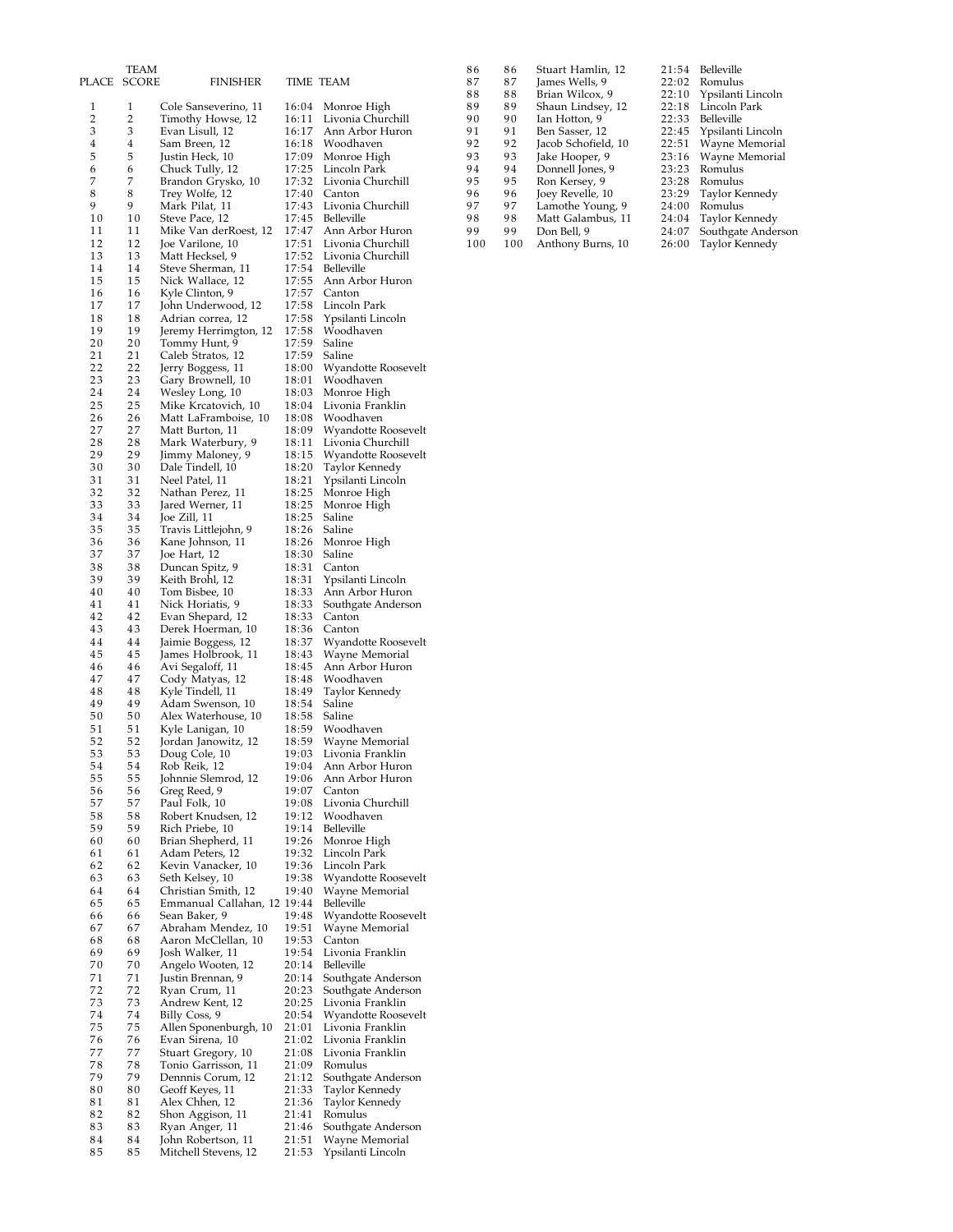| PLACE | TEAM SCORE | FINISHER | TIME | TEAM |
|---|---|---|---|---|
| 1 | 1 | Cole Sanseverino, 11 | 16:04 | Monroe High |
| 2 | 2 | Timothy Howse, 12 | 16:11 | Livonia Churchill |
| 3 | 3 | Evan Lisull, 12 | 16:17 | Ann Arbor Huron |
| 4 | 4 | Sam Breen, 12 | 16:18 | Woodhaven |
| 5 | 5 | Justin Heck, 10 | 17:09 | Monroe High |
| 6 | 6 | Chuck Tully, 12 | 17:25 | Lincoln Park |
| 7 | 7 | Brandon Grysko, 10 | 17:32 | Livonia Churchill |
| 8 | 8 | Trey Wolfe, 12 | 17:40 | Canton |
| 9 | 9 | Mark Pilat, 11 | 17:43 | Livonia Churchill |
| 10 | 10 | Steve Pace, 12 | 17:45 | Belleville |
| 11 | 11 | Mike Van derRoest, 12 | 17:47 | Ann Arbor Huron |
| 12 | 12 | Joe Varilone, 10 | 17:51 | Livonia Churchill |
| 13 | 13 | Matt Hecksel, 9 | 17:52 | Livonia Churchill |
| 14 | 14 | Steve Sherman, 11 | 17:54 | Belleville |
| 15 | 15 | Nick Wallace, 12 | 17:55 | Ann Arbor Huron |
| 16 | 16 | Kyle Clinton, 9 | 17:57 | Canton |
| 17 | 17 | John Underwood, 12 | 17:58 | Lincoln Park |
| 18 | 18 | Adrian correa, 12 | 17:58 | Ypsilanti Lincoln |
| 19 | 19 | Jeremy Herrimgton, 12 | 17:58 | Woodhaven |
| 20 | 20 | Tommy Hunt, 9 | 17:59 | Saline |
| 21 | 21 | Caleb Stratos, 12 | 17:59 | Saline |
| 22 | 22 | Jerry Boggess, 11 | 18:00 | Wyandotte Roosevelt |
| 23 | 23 | Gary Brownell, 10 | 18:01 | Woodhaven |
| 24 | 24 | Wesley Long, 10 | 18:03 | Monroe High |
| 25 | 25 | Mike Krcatovich, 10 | 18:04 | Livonia Franklin |
| 26 | 26 | Matt LaFramboise, 10 | 18:08 | Woodhaven |
| 27 | 27 | Matt Burton, 11 | 18:09 | Wyandotte Roosevelt |
| 28 | 28 | Mark Waterbury, 9 | 18:11 | Livonia Churchill |
| 29 | 29 | Jimmy Maloney, 9 | 18:15 | Wyandotte Roosevelt |
| 30 | 30 | Dale Tindell, 10 | 18:20 | Taylor Kennedy |
| 31 | 31 | Neel Patel, 11 | 18:21 | Ypsilanti Lincoln |
| 32 | 32 | Nathan Perez, 11 | 18:25 | Monroe High |
| 33 | 33 | Jared Werner, 11 | 18:25 | Monroe High |
| 34 | 34 | Joe Zill, 11 | 18:25 | Saline |
| 35 | 35 | Travis Littlejohn, 9 | 18:26 | Saline |
| 36 | 36 | Kane Johnson, 11 | 18:26 | Monroe High |
| 37 | 37 | Joe Hart, 12 | 18:30 | Saline |
| 38 | 38 | Duncan Spitz, 9 | 18:31 | Canton |
| 39 | 39 | Keith Brohl, 12 | 18:31 | Ypsilanti Lincoln |
| 40 | 40 | Tom Bisbee, 10 | 18:33 | Ann Arbor Huron |
| 41 | 41 | Nick Horiatis, 9 | 18:33 | Southgate Anderson |
| 42 | 42 | Evan Shepard, 12 | 18:33 | Canton |
| 43 | 43 | Derek Hoerman, 10 | 18:36 | Canton |
| 44 | 44 | Jaimie Boggess, 12 | 18:37 | Wyandotte Roosevelt |
| 45 | 45 | James Holbrook, 11 | 18:43 | Wayne Memorial |
| 46 | 46 | Avi Segaloff, 11 | 18:45 | Ann Arbor Huron |
| 47 | 47 | Cody Matyas, 12 | 18:48 | Woodhaven |
| 48 | 48 | Kyle Tindell, 11 | 18:49 | Taylor Kennedy |
| 49 | 49 | Adam Swenson, 10 | 18:54 | Saline |
| 50 | 50 | Alex Waterhouse, 10 | 18:58 | Saline |
| 51 | 51 | Kyle Lanigan, 10 | 18:59 | Woodhaven |
| 52 | 52 | Jordan Janowitz, 12 | 18:59 | Wayne Memorial |
| 53 | 53 | Doug Cole, 10 | 19:03 | Livonia Franklin |
| 54 | 54 | Rob Reik, 12 | 19:04 | Ann Arbor Huron |
| 55 | 55 | Johnnie Slemrod, 12 | 19:06 | Ann Arbor Huron |
| 56 | 56 | Greg Reed, 9 | 19:07 | Canton |
| 57 | 57 | Paul Folk, 10 | 19:08 | Livonia Churchill |
| 58 | 58 | Robert Knudsen, 12 | 19:12 | Woodhaven |
| 59 | 59 | Rich Priebe, 10 | 19:14 | Belleville |
| 60 | 60 | Brian Shepherd, 11 | 19:26 | Monroe High |
| 61 | 61 | Adam Peters, 12 | 19:32 | Lincoln Park |
| 62 | 62 | Kevin Vanacker, 10 | 19:36 | Lincoln Park |
| 63 | 63 | Seth Kelsey, 10 | 19:38 | Wyandotte Roosevelt |
| 64 | 64 | Christian Smith, 12 | 19:40 | Wayne Memorial |
| 65 | 65 | Emmanual Callahan, 12 | 19:44 | Belleville |
| 66 | 66 | Sean Baker, 9 | 19:48 | Wyandotte Roosevelt |
| 67 | 67 | Abraham Mendez, 10 | 19:51 | Wayne Memorial |
| 68 | 68 | Aaron McClellan, 10 | 19:53 | Canton |
| 69 | 69 | Josh Walker, 11 | 19:54 | Livonia Franklin |
| 70 | 70 | Angelo Wooten, 12 | 20:14 | Belleville |
| 71 | 71 | Justin Brennan, 9 | 20:14 | Southgate Anderson |
| 72 | 72 | Ryan Crum, 11 | 20:23 | Southgate Anderson |
| 73 | 73 | Andrew Kent, 12 | 20:25 | Livonia Franklin |
| 74 | 74 | Billy Coss, 9 | 20:54 | Wyandotte Roosevelt |
| 75 | 75 | Allen Sponenburgh, 10 | 21:01 | Livonia Franklin |
| 76 | 76 | Evan Sirena, 10 | 21:02 | Livonia Franklin |
| 77 | 77 | Stuart Gregory, 10 | 21:08 | Livonia Franklin |
| 78 | 78 | Tonio Garrisson, 11 | 21:09 | Romulus |
| 79 | 79 | Dennnis Corum, 12 | 21:12 | Southgate Anderson |
| 80 | 80 | Geoff Keyes, 11 | 21:33 | Taylor Kennedy |
| 81 | 81 | Alex Chhen, 12 | 21:36 | Taylor Kennedy |
| 82 | 82 | Shon Aggison, 11 | 21:41 | Romulus |
| 83 | 83 | Ryan Anger, 11 | 21:46 | Southgate Anderson |
| 84 | 84 | John Robertson, 11 | 21:51 | Wayne Memorial |
| 85 | 85 | Mitchell Stevens, 12 | 21:53 | Ypsilanti Lincoln |
| 86 | 86 | Stuart Hamlin, 12 | 21:54 | Belleville |
| 87 | 87 | James Wells, 9 | 22:02 | Romulus |
| 88 | 88 | Brian Wilcox, 9 | 22:10 | Ypsilanti Lincoln |
| 89 | 89 | Shaun Lindsey, 12 | 22:18 | Lincoln Park |
| 90 | 90 | Ian Hotton, 9 | 22:33 | Belleville |
| 91 | 91 | Ben Sasser, 12 | 22:45 | Ypsilanti Lincoln |
| 92 | 92 | Jacob Schofield, 10 | 22:51 | Wayne Memorial |
| 93 | 93 | Jake Hooper, 9 | 23:16 | Wayne Memorial |
| 94 | 94 | Donnell Jones, 9 | 23:23 | Romulus |
| 95 | 95 | Ron Kersey, 9 | 23:28 | Romulus |
| 96 | 96 | Joey Revelle, 10 | 23:29 | Taylor Kennedy |
| 97 | 97 | Lamothe Young, 9 | 24:00 | Romulus |
| 98 | 98 | Matt Galambus, 11 | 24:04 | Taylor Kennedy |
| 99 | 99 | Don Bell, 9 | 24:07 | Southgate Anderson |
| 100 | 100 | Anthony Burns, 10 | 26:00 | Taylor Kennedy |